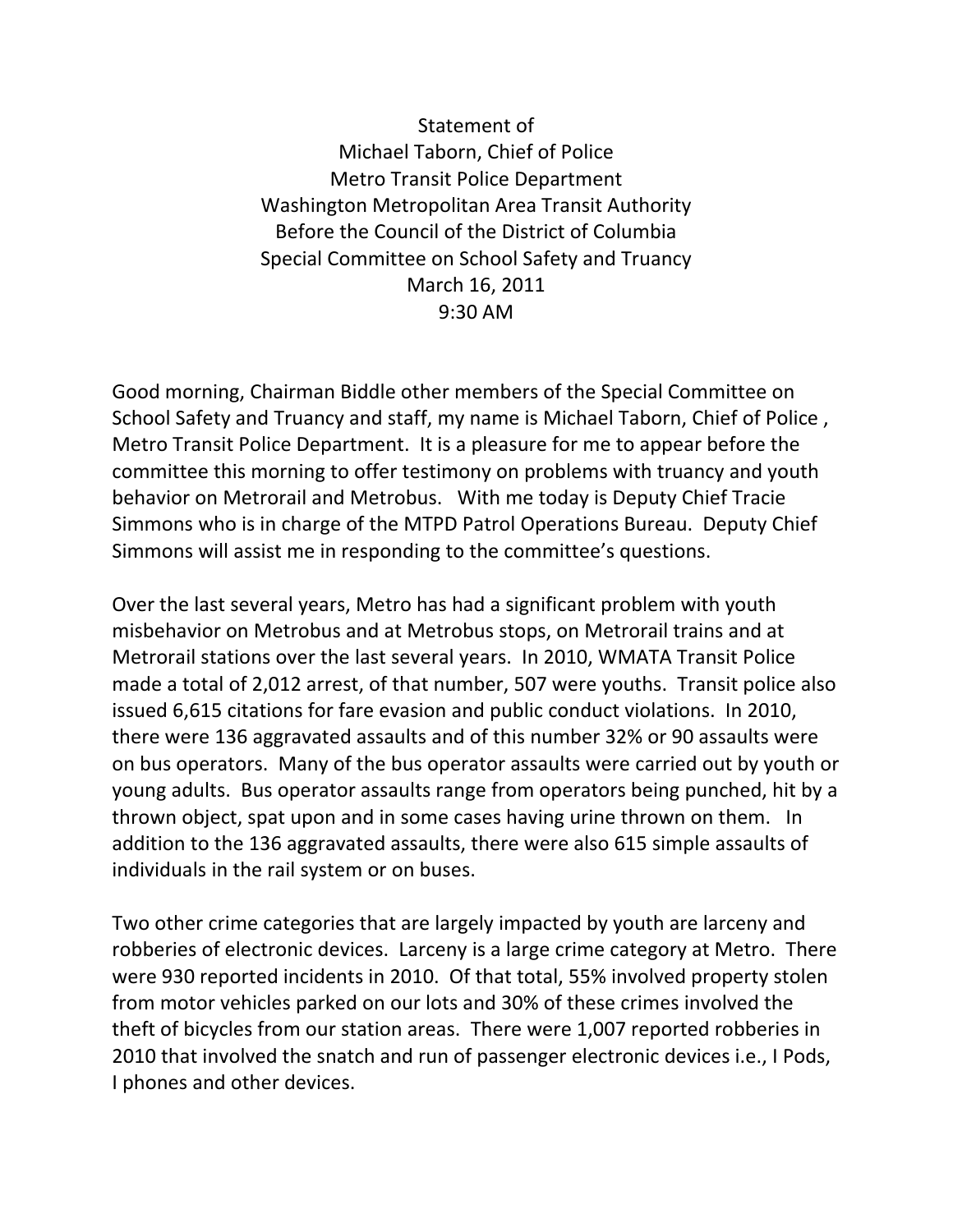Statement of
Michael Taborn, Chief of Police
Metro Transit Police Department
Washington Metropolitan Area Transit Authority
Before the Council of the District of Columbia
Special Committee on School Safety and Truancy
March 16, 2011
9:30 AM

Good morning, Chairman Biddle other members of the Special Committee on School Safety and Truancy and staff, my name is Michael Taborn, Chief of Police , Metro Transit Police Department. It is a pleasure for me to appear before the committee this morning to offer testimony on problems with truancy and youth behavior on Metrorail and Metrobus. With me today is Deputy Chief Tracie Simmons who is in charge of the MTPD Patrol Operations Bureau. Deputy Chief Simmons will assist me in responding to the committee's questions.

Over the last several years, Metro has had a significant problem with youth misbehavior on Metrobus and at Metrobus stops, on Metrorail trains and at Metrorail stations over the last several years. In 2010, WMATA Transit Police made a total of 2,012 arrest, of that number, 507 were youths. Transit police also issued 6,615 citations for fare evasion and public conduct violations. In 2010, there were 136 aggravated assaults and of this number 32% or 90 assaults were on bus operators. Many of the bus operator assaults were carried out by youth or young adults. Bus operator assaults range from operators being punched, hit by a thrown object, spat upon and in some cases having urine thrown on them. In addition to the 136 aggravated assaults, there were also 615 simple assaults of individuals in the rail system or on buses.

Two other crime categories that are largely impacted by youth are larceny and robberies of electronic devices. Larceny is a large crime category at Metro. There were 930 reported incidents in 2010. Of that total, 55% involved property stolen from motor vehicles parked on our lots and 30% of these crimes involved the theft of bicycles from our station areas. There were 1,007 reported robberies in 2010 that involved the snatch and run of passenger electronic devices i.e., I Pods, I phones and other devices.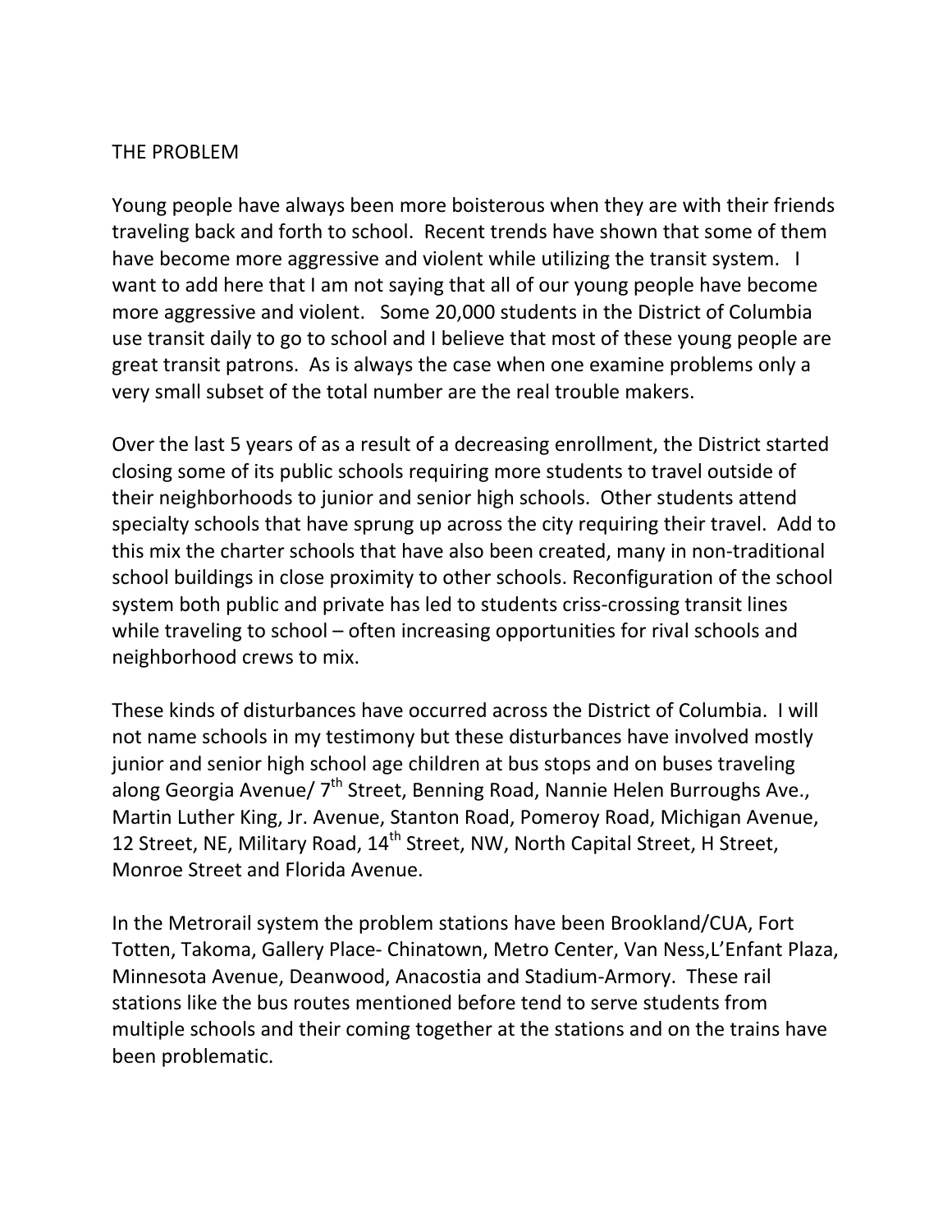## THE PROBLEM

Young people have always been more boisterous when they are with their friends traveling back and forth to school. Recent trends have shown that some of them have become more aggressive and violent while utilizing the transit system. I want to add here that I am not saying that all of our young people have become more aggressive and violent. Some 20,000 students in the District of Columbia use transit daily to go to school and I believe that most of these young people are great transit patrons. As is always the case when one examine problems only a very small subset of the total number are the real trouble makers.

Over the last 5 years of as a result of a decreasing enrollment, the District started closing some of its public schools requiring more students to travel outside of their neighborhoods to junior and senior high schools. Other students attend specialty schools that have sprung up across the city requiring their travel. Add to this mix the charter schools that have also been created, many in non-traditional school buildings in close proximity to other schools. Reconfiguration of the school system both public and private has led to students criss-crossing transit lines while traveling to school – often increasing opportunities for rival schools and neighborhood crews to mix.

These kinds of disturbances have occurred across the District of Columbia. I will not name schools in my testimony but these disturbances have involved mostly junior and senior high school age children at bus stops and on buses traveling along Georgia Avenue/ 7th Street, Benning Road, Nannie Helen Burroughs Ave., Martin Luther King, Jr. Avenue, Stanton Road, Pomeroy Road, Michigan Avenue, 12 Street, NE, Military Road, 14th Street, NW, North Capital Street, H Street, Monroe Street and Florida Avenue.

In the Metrorail system the problem stations have been Brookland/CUA, Fort Totten, Takoma, Gallery Place- Chinatown, Metro Center, Van Ness,L'Enfant Plaza, Minnesota Avenue, Deanwood, Anacostia and Stadium-Armory. These rail stations like the bus routes mentioned before tend to serve students from multiple schools and their coming together at the stations and on the trains have been problematic.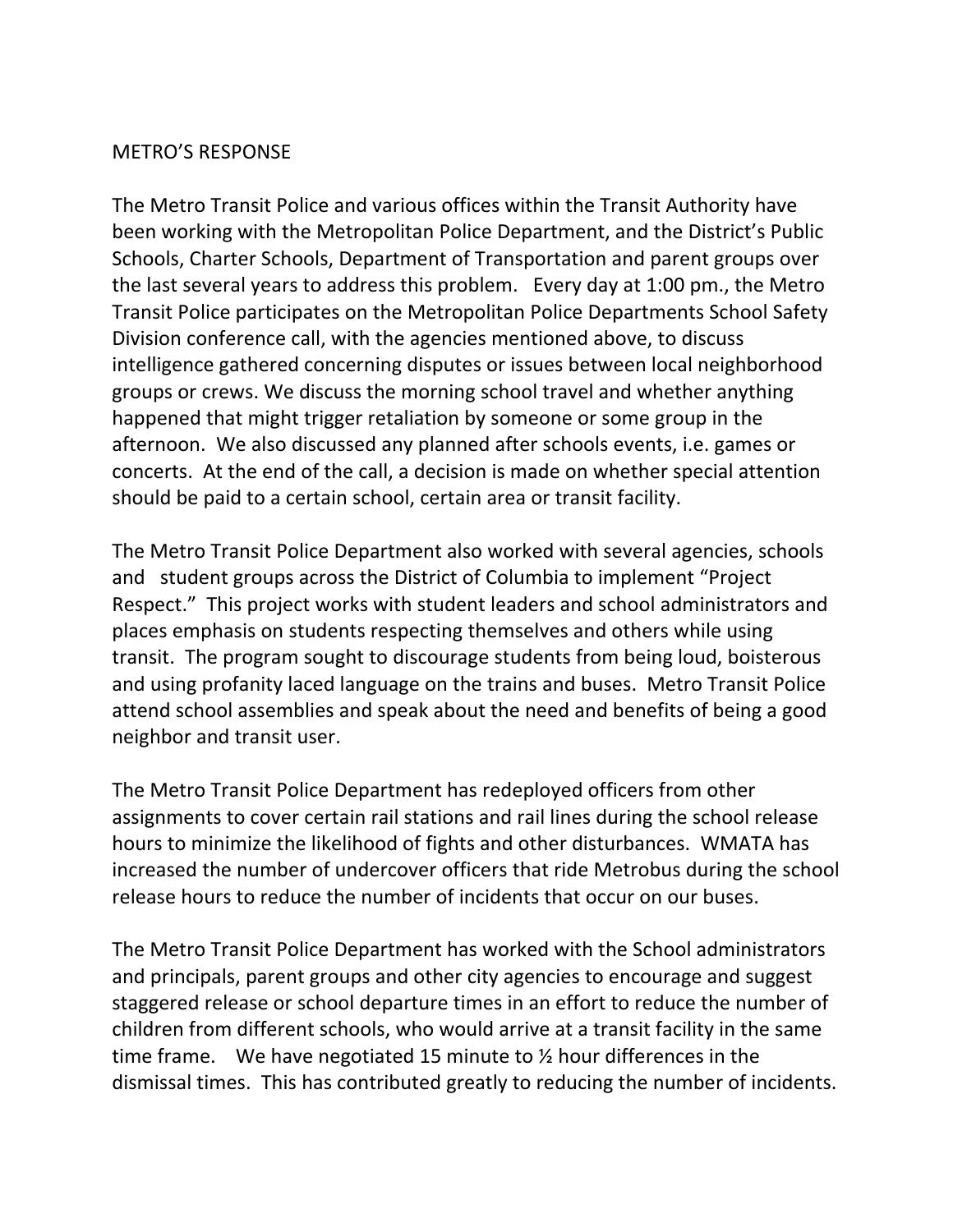METRO'S RESPONSE

The Metro Transit Police and various offices within the Transit Authority have been working with the Metropolitan Police Department, and the District's Public Schools, Charter Schools, Department of Transportation and parent groups over the last several years to address this problem. Every day at 1:00 pm., the Metro Transit Police participates on the Metropolitan Police Departments School Safety Division conference call, with the agencies mentioned above, to discuss intelligence gathered concerning disputes or issues between local neighborhood groups or crews. We discuss the morning school travel and whether anything happened that might trigger retaliation by someone or some group in the afternoon. We also discussed any planned after schools events, i.e. games or concerts. At the end of the call, a decision is made on whether special attention should be paid to a certain school, certain area or transit facility.

The Metro Transit Police Department also worked with several agencies, schools and student groups across the District of Columbia to implement "Project Respect." This project works with student leaders and school administrators and places emphasis on students respecting themselves and others while using transit. The program sought to discourage students from being loud, boisterous and using profanity laced language on the trains and buses. Metro Transit Police attend school assemblies and speak about the need and benefits of being a good neighbor and transit user.

The Metro Transit Police Department has redeployed officers from other assignments to cover certain rail stations and rail lines during the school release hours to minimize the likelihood of fights and other disturbances. WMATA has increased the number of undercover officers that ride Metrobus during the school release hours to reduce the number of incidents that occur on our buses.

The Metro Transit Police Department has worked with the School administrators and principals, parent groups and other city agencies to encourage and suggest staggered release or school departure times in an effort to reduce the number of children from different schools, who would arrive at a transit facility in the same time frame. We have negotiated 15 minute to ½ hour differences in the dismissal times. This has contributed greatly to reducing the number of incidents.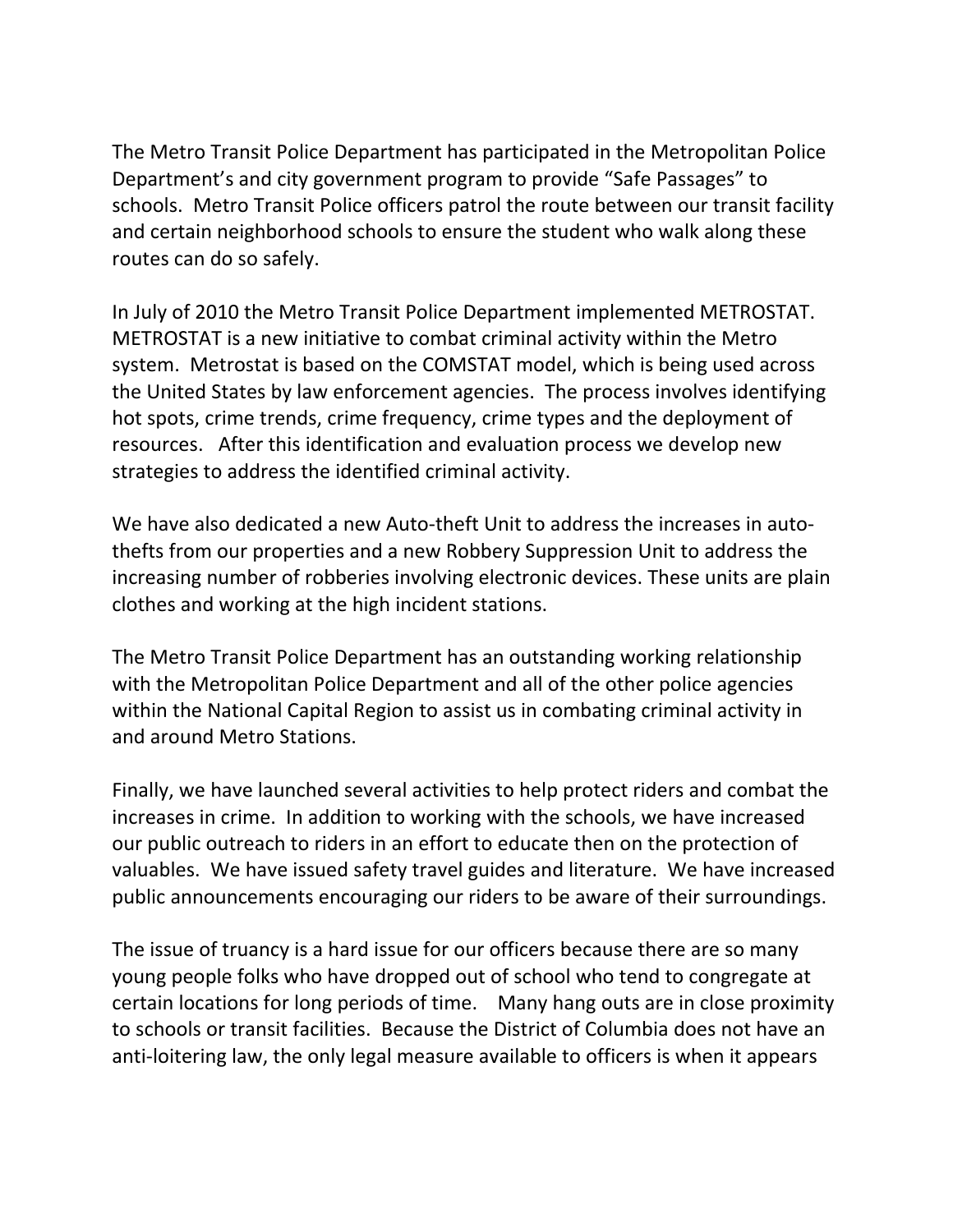The Metro Transit Police Department has participated in the Metropolitan Police Department's and city government program to provide "Safe Passages" to schools. Metro Transit Police officers patrol the route between our transit facility and certain neighborhood schools to ensure the student who walk along these routes can do so safely.

In July of 2010 the Metro Transit Police Department implemented METROSTAT. METROSTAT is a new initiative to combat criminal activity within the Metro system. Metrostat is based on the COMSTAT model, which is being used across the United States by law enforcement agencies. The process involves identifying hot spots, crime trends, crime frequency, crime types and the deployment of resources. After this identification and evaluation process we develop new strategies to address the identified criminal activity.

We have also dedicated a new Auto-theft Unit to address the increases in auto-thefts from our properties and a new Robbery Suppression Unit to address the increasing number of robberies involving electronic devices. These units are plain clothes and working at the high incident stations.

The Metro Transit Police Department has an outstanding working relationship with the Metropolitan Police Department and all of the other police agencies within the National Capital Region to assist us in combating criminal activity in and around Metro Stations.

Finally, we have launched several activities to help protect riders and combat the increases in crime. In addition to working with the schools, we have increased our public outreach to riders in an effort to educate then on the protection of valuables. We have issued safety travel guides and literature. We have increased public announcements encouraging our riders to be aware of their surroundings.

The issue of truancy is a hard issue for our officers because there are so many young people folks who have dropped out of school who tend to congregate at certain locations for long periods of time. Many hang outs are in close proximity to schools or transit facilities. Because the District of Columbia does not have an anti-loitering law, the only legal measure available to officers is when it appears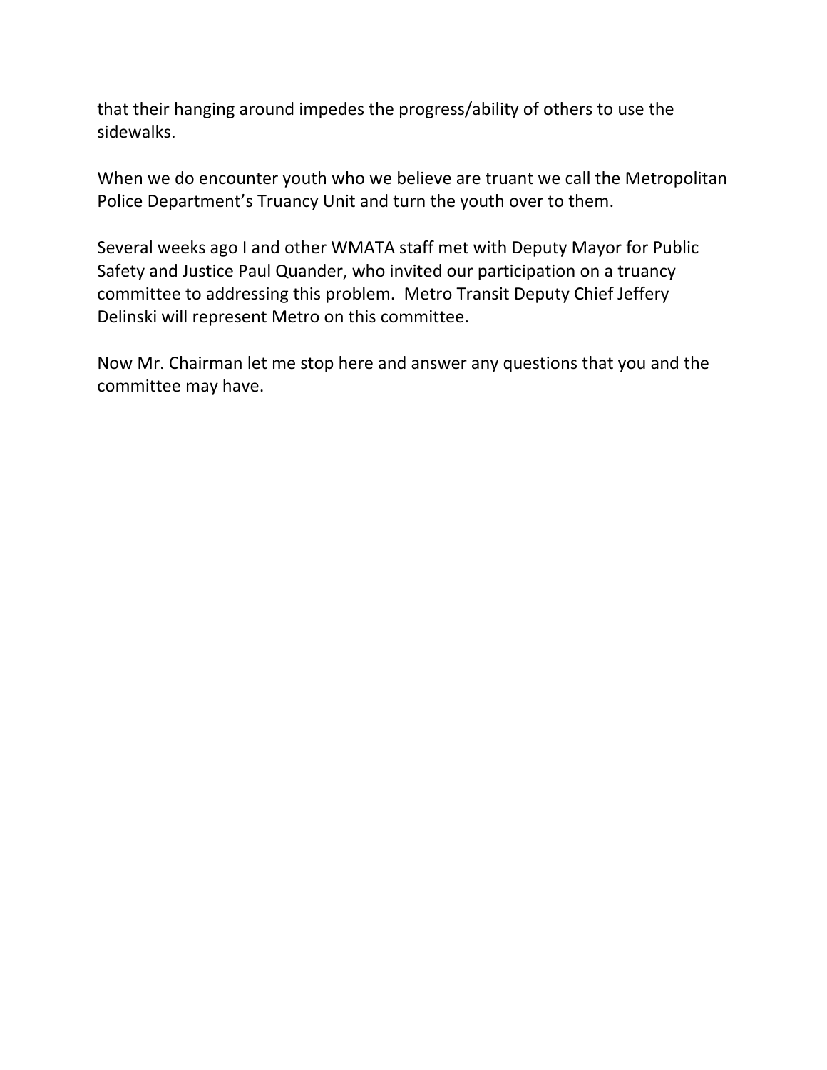that their hanging around impedes the progress/ability of others to use the sidewalks.

When we do encounter youth who we believe are truant we call the Metropolitan Police Department's Truancy Unit and turn the youth over to them.

Several weeks ago I and other WMATA staff met with Deputy Mayor for Public Safety and Justice Paul Quander, who invited our participation on a truancy committee to addressing this problem. Metro Transit Deputy Chief Jeffery Delinski will represent Metro on this committee.

Now Mr. Chairman let me stop here and answer any questions that you and the committee may have.